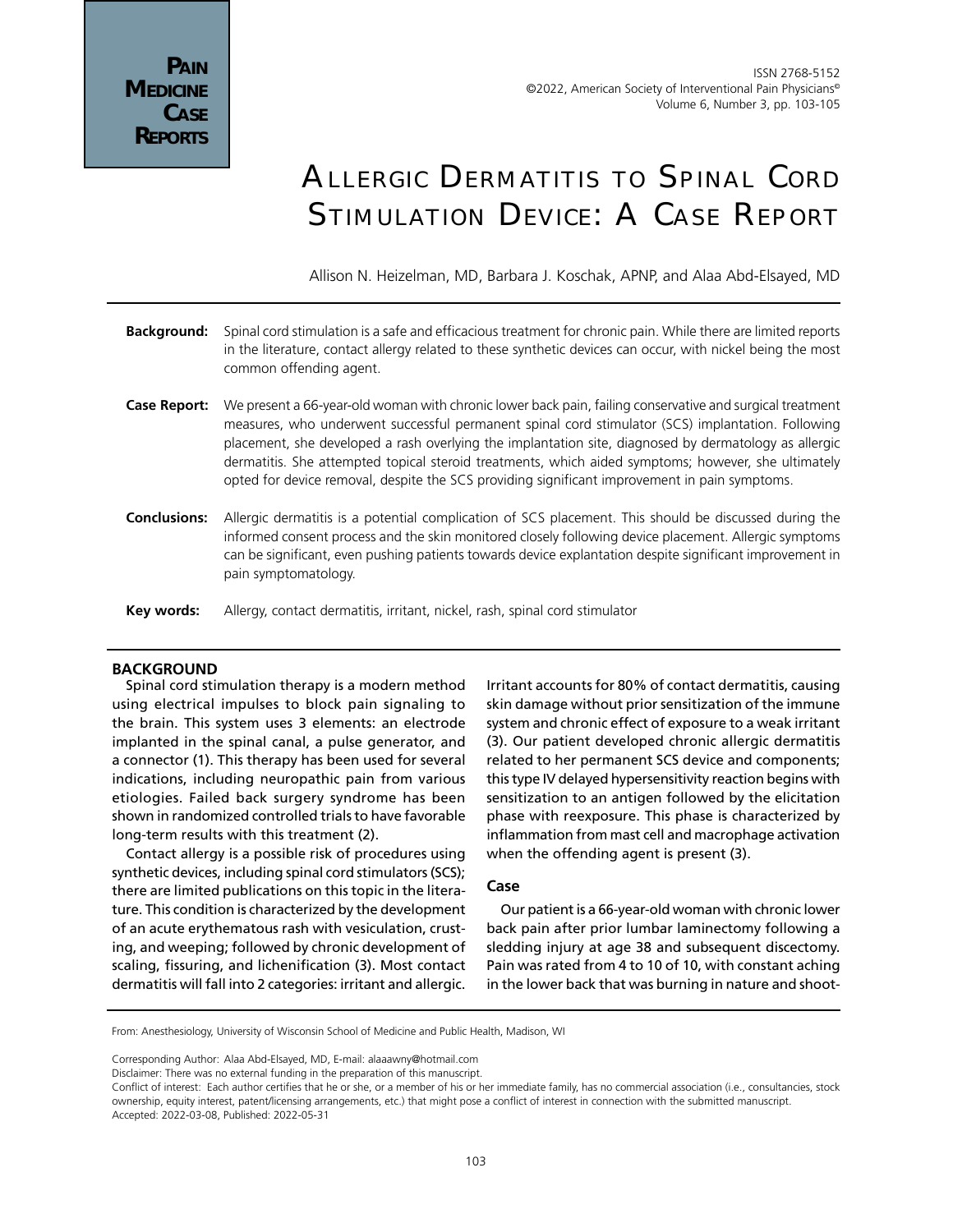# Allergic Dermatitis to Spinal Cord Stimulation Device: A Case Report

Allison N. Heizelman, MD, Barbara J. Koschak, APNP, and Alaa Abd-Elsayed, MD

**Background:** Spinal cord stimulation is a safe and efficacious treatment for chronic pain. While there are limited reports in the literature, contact allergy related to these synthetic devices can occur, with nickel being the most common offending agent.

**Case Report:** We present a 66-year-old woman with chronic lower back pain, failing conservative and surgical treatment measures, who underwent successful permanent spinal cord stimulator (SCS) implantation. Following placement, she developed a rash overlying the implantation site, diagnosed by dermatology as allergic dermatitis. She attempted topical steroid treatments, which aided symptoms; however, she ultimately opted for device removal, despite the SCS providing significant improvement in pain symptoms.

**Conclusions:** Allergic dermatitis is a potential complication of SCS placement. This should be discussed during the informed consent process and the skin monitored closely following device placement. Allergic symptoms can be significant, even pushing patients towards device explantation despite significant improvement in pain symptomatology.

**Key words:** Allergy, contact dermatitis, irritant, nickel, rash, spinal cord stimulator

## BACKGROUND

Spinal cord stimulation therapy is a modern method using electrical impulses to block pain signaling to the brain. This system uses 3 elements: an electrode implanted in the spinal canal, a pulse generator, and a connector (1). This therapy has been used for several indications, including neuropathic pain from various etiologies. Failed back surgery syndrome has been shown in randomized controlled trials to have favorable long-term results with this treatment (2).

Contact allergy is a possible risk of procedures using synthetic devices, including spinal cord stimulators (SCS); there are limited publications on this topic in the literature. This condition is characterized by the development of an acute erythematous rash with vesiculation, crusting, and weeping; followed by chronic development of scaling, fissuring, and lichenification (3). Most contact dermatitis will fall into 2 categories: irritant and allergic. Irritant accounts for 80% of contact dermatitis, causing skin damage without prior sensitization of the immune system and chronic effect of exposure to a weak irritant (3). Our patient developed chronic allergic dermatitis related to her permanent SCS device and components; this type IV delayed hypersensitivity reaction begins with sensitization to an antigen followed by the elicitation phase with reexposure. This phase is characterized by inflammation from mast cell and macrophage activation when the offending agent is present (3).

### Case

Our patient is a 66-year-old woman with chronic lower back pain after prior lumbar laminectomy following a sledding injury at age 38 and subsequent discectomy. Pain was rated from 4 to 10 of 10, with constant aching in the lower back that was burning in nature and shoot-

From: Anesthesiology, University of Wisconsin School of Medicine and Public Health, Madison, WI

Corresponding Author: Alaa Abd-Elsayed, MD, E-mail: alaaawny@hotmail.com

Disclaimer: There was no external funding in the preparation of this manuscript.

Conflict of interest: Each author certifies that he or she, or a member of his or her immediate family, has no commercial association (i.e., consultancies, stock ownership, equity interest, patent/licensing arrangements, etc.) that might pose a conflict of interest in connection with the submitted manuscript.

Accepted: 2022-03-08, Published: 2022-05-31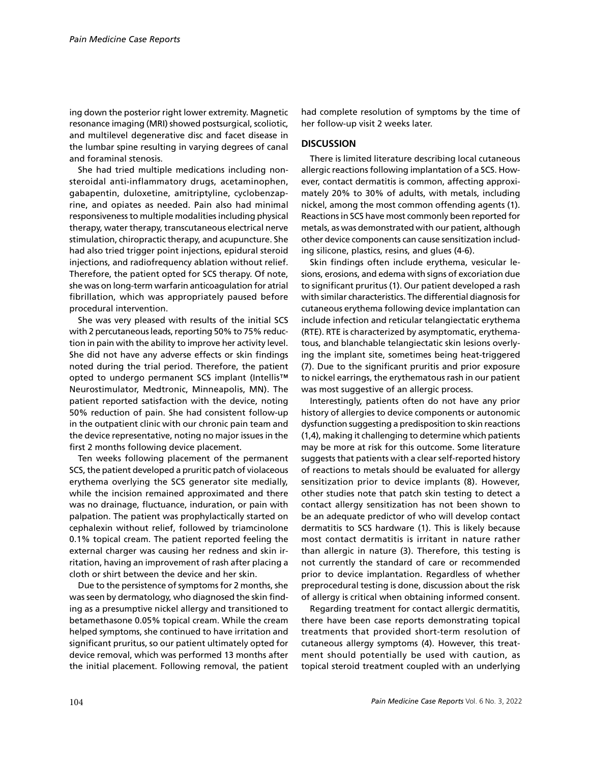ing down the posterior right lower extremity. Magnetic resonance imaging (MRI) showed postsurgical, scoliotic, and multilevel degenerative disc and facet disease in the lumbar spine resulting in varying degrees of canal and foraminal stenosis.

She had tried multiple medications including nonsteroidal anti-inflammatory drugs, acetaminophen, gabapentin, duloxetine, amitriptyline, cyclobenzaprine, and opiates as needed. Pain also had minimal responsiveness to multiple modalities including physical therapy, water therapy, transcutaneous electrical nerve stimulation, chiropractic therapy, and acupuncture. She had also tried trigger point injections, epidural steroid injections, and radiofrequency ablation without relief. Therefore, the patient opted for SCS therapy. Of note, she was on long-term warfarin anticoagulation for atrial fibrillation, which was appropriately paused before procedural intervention.

She was very pleased with results of the initial SCS with 2 percutaneous leads, reporting 50% to 75% reduction in pain with the ability to improve her activity level. She did not have any adverse effects or skin findings noted during the trial period. Therefore, the patient opted to undergo permanent SCS implant (Intellis™ Neurostimulator, Medtronic, Minneapolis, MN). The patient reported satisfaction with the device, noting 50% reduction of pain. She had consistent follow-up in the outpatient clinic with our chronic pain team and the device representative, noting no major issues in the first 2 months following device placement.

Ten weeks following placement of the permanent SCS, the patient developed a pruritic patch of violaceous erythema overlying the SCS generator site medially, while the incision remained approximated and there was no drainage, fluctuance, induration, or pain with palpation. The patient was prophylactically started on cephalexin without relief, followed by triamcinolone 0.1% topical cream. The patient reported feeling the external charger was causing her redness and skin irritation, having an improvement of rash after placing a cloth or shirt between the device and her skin.

Due to the persistence of symptoms for 2 months, she was seen by dermatology, who diagnosed the skin finding as a presumptive nickel allergy and transitioned to betamethasone 0.05% topical cream. While the cream helped symptoms, she continued to have irritation and significant pruritus, so our patient ultimately opted for device removal, which was performed 13 months after the initial placement. Following removal, the patient had complete resolution of symptoms by the time of her follow-up visit 2 weeks later.

## DISCUSSION

There is limited literature describing local cutaneous allergic reactions following implantation of a SCS. However, contact dermatitis is common, affecting approximately 20% to 30% of adults, with metals, including nickel, among the most common offending agents (1). Reactions in SCS have most commonly been reported for metals, as was demonstrated with our patient, although other device components can cause sensitization including silicone, plastics, resins, and glues (4-6).

Skin findings often include erythema, vesicular lesions, erosions, and edema with signs of excoriation due to significant pruritus (1). Our patient developed a rash with similar characteristics. The differential diagnosis for cutaneous erythema following device implantation can include infection and reticular telangiectatic erythema (RTE). RTE is characterized by asymptomatic, erythematous, and blanchable telangiectatic skin lesions overlying the implant site, sometimes being heat-triggered (7). Due to the significant pruritis and prior exposure to nickel earrings, the erythematous rash in our patient was most suggestive of an allergic process.

Interestingly, patients often do not have any prior history of allergies to device components or autonomic dysfunction suggesting a predisposition to skin reactions (1,4), making it challenging to determine which patients may be more at risk for this outcome. Some literature suggests that patients with a clear self-reported history of reactions to metals should be evaluated for allergy sensitization prior to device implants (8). However, other studies note that patch skin testing to detect a contact allergy sensitization has not been shown to be an adequate predictor of who will develop contact dermatitis to SCS hardware (1). This is likely because most contact dermatitis is irritant in nature rather than allergic in nature (3). Therefore, this testing is not currently the standard of care or recommended prior to device implantation. Regardless of whether preprocedural testing is done, discussion about the risk of allergy is critical when obtaining informed consent.

Regarding treatment for contact allergic dermatitis, there have been case reports demonstrating topical treatments that provided short-term resolution of cutaneous allergy symptoms (4). However, this treatment should potentially be used with caution, as topical steroid treatment coupled with an underlying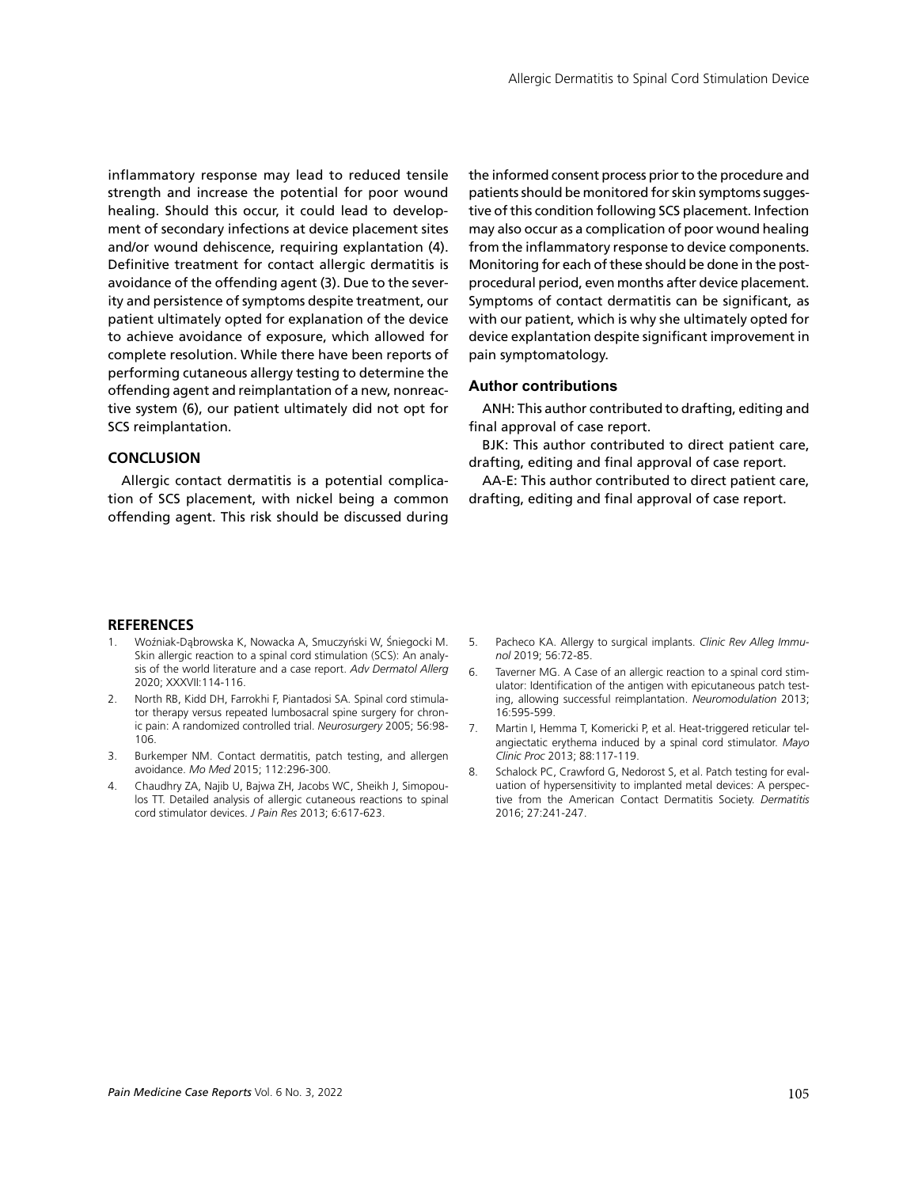inflammatory response may lead to reduced tensile strength and increase the potential for poor wound healing. Should this occur, it could lead to development of secondary infections at device placement sites and/or wound dehiscence, requiring explantation (4). Definitive treatment for contact allergic dermatitis is avoidance of the offending agent (3). Due to the severity and persistence of symptoms despite treatment, our patient ultimately opted for explanation of the device to achieve avoidance of exposure, which allowed for complete resolution. While there have been reports of performing cutaneous allergy testing to determine the offending agent and reimplantation of a new, nonreactive system (6), our patient ultimately did not opt for SCS reimplantation.

## CONCLUSION

Allergic contact dermatitis is a potential complication of SCS placement, with nickel being a common offending agent. This risk should be discussed during the informed consent process prior to the procedure and patients should be monitored for skin symptoms suggestive of this condition following SCS placement. Infection may also occur as a complication of poor wound healing from the inflammatory response to device components. Monitoring for each of these should be done in the post-procedural period, even months after device placement. Symptoms of contact dermatitis can be significant, as with our patient, which is why she ultimately opted for device explantation despite significant improvement in pain symptomatology.

### Author contributions

ANH: This author contributed to drafting, editing and final approval of case report.

BJK: This author contributed to direct patient care, drafting, editing and final approval of case report.

AA-E: This author contributed to direct patient care, drafting, editing and final approval of case report.

## REFERENCES

1. Woźniak-Dąbrowska K, Nowacka A, Smuczyński W, Śniegocki M. Skin allergic reaction to a spinal cord stimulation (SCS): An analysis of the world literature and a case report. *Adv Dermatol Allerg* 2020; XXXVII:114-116.
2. North RB, Kidd DH, Farrokhi F, Piantadosi SA. Spinal cord stimulator therapy versus repeated lumbosacral spine surgery for chronic pain: A randomized controlled trial. *Neurosurgery* 2005; 56:98-106.
3. Burkemper NM. Contact dermatitis, patch testing, and allergen avoidance. *Mo Med* 2015; 112:296-300.
4. Chaudhry ZA, Najib U, Bajwa ZH, Jacobs WC, Sheikh J, Simopoulos TT. Detailed analysis of allergic cutaneous reactions to spinal cord stimulator devices. *J Pain Res* 2013; 6:617-623.
5. Pacheco KA. Allergy to surgical implants. *Clinic Rev Alleg Immunol* 2019; 56:72-85.
6. Taverner MG. A Case of an allergic reaction to a spinal cord stimulator: Identification of the antigen with epicutaneous patch testing, allowing successful reimplantation. *Neuromodulation* 2013; 16:595-599.
7. Martin I, Hemma T, Komericki P, et al. Heat-triggered reticular telangiectatic erythema induced by a spinal cord stimulator. *Mayo Clinic Proc* 2013; 88:117-119.
8. Schalock PC, Crawford G, Nedorost S, et al. Patch testing for evaluation of hypersensitivity to implanted metal devices: A perspective from the American Contact Dermatitis Society. *Dermatitis* 2016; 27:241-247.